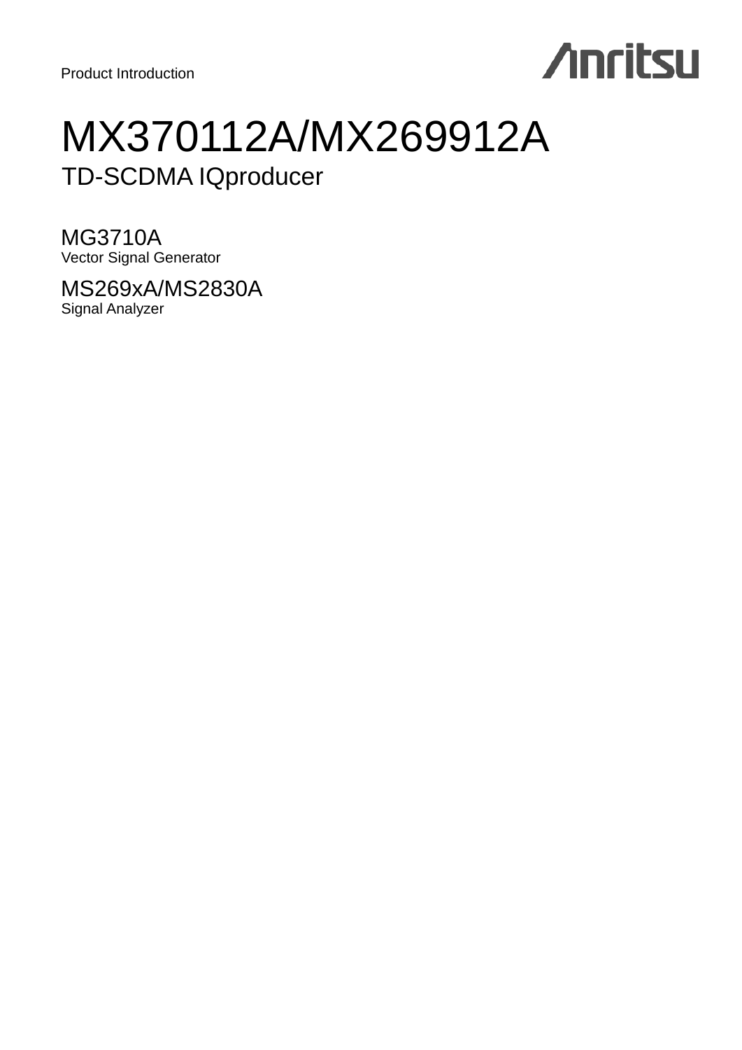Product Introduction

Anritsu

# MX370112A/MX269912A

## TD-SCDMA IQproducer

### MG3710A

Vector Signal Generator

### MS269xA/MS2830A

Signal Analyzer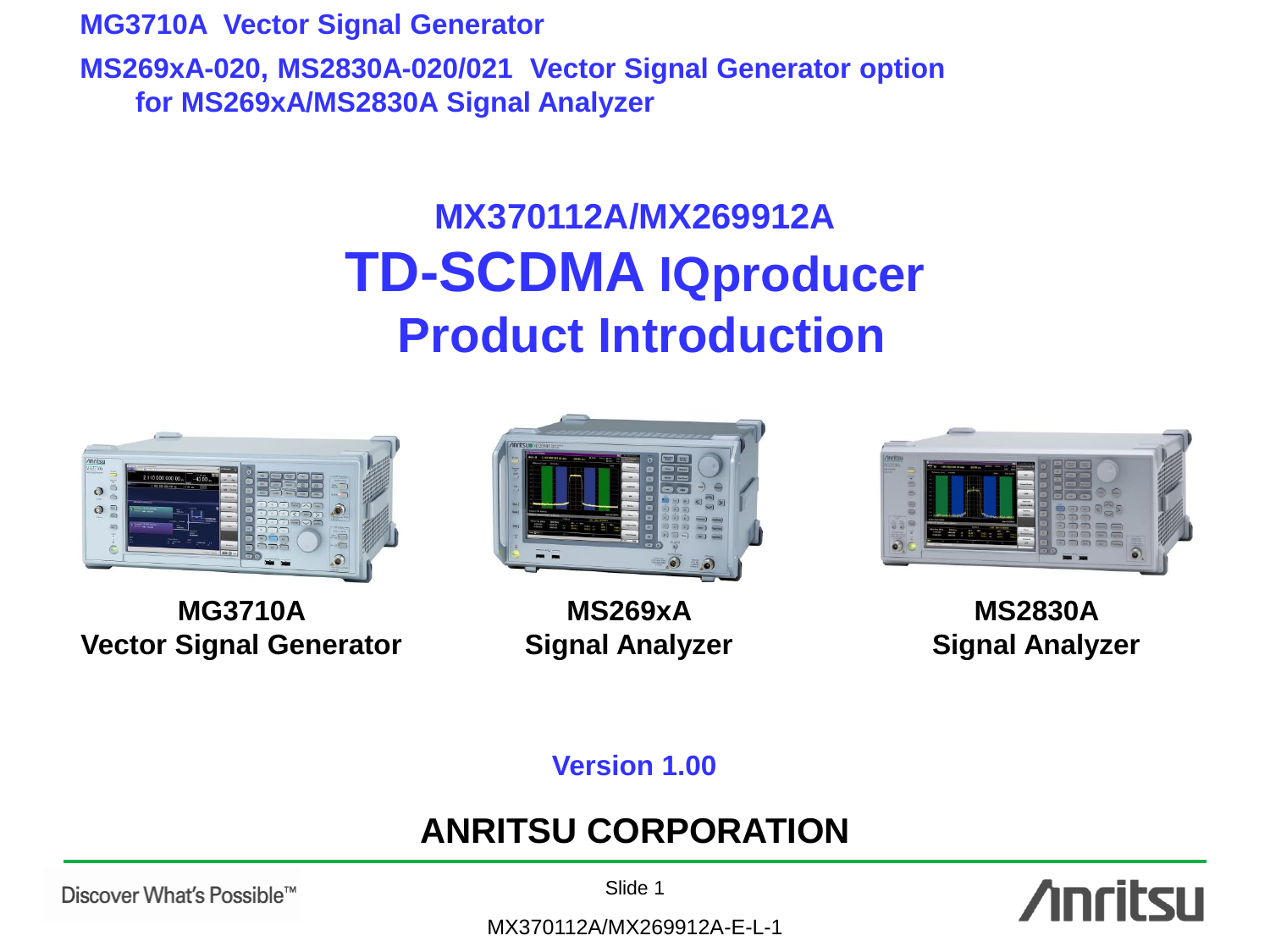**MG3710A Vector Signal Generator**

**MS269xA-020, MS2830A-020/021 Vector Signal Generator option for MS269xA/MS2830A Signal Analyzer**

# MX370112A/MX269912A
# TD-SCDMA IQproducer
# Product Introduction

**MG3710A**
**Vector Signal Generator**

**MS269xA**
**Signal Analyzer**

**MS2830A**
**Signal Analyzer**

**Version 1.00**

**ANRITSU CORPORATION**

Discover What's Possible™

MX370112A/MX269912A-E-L-1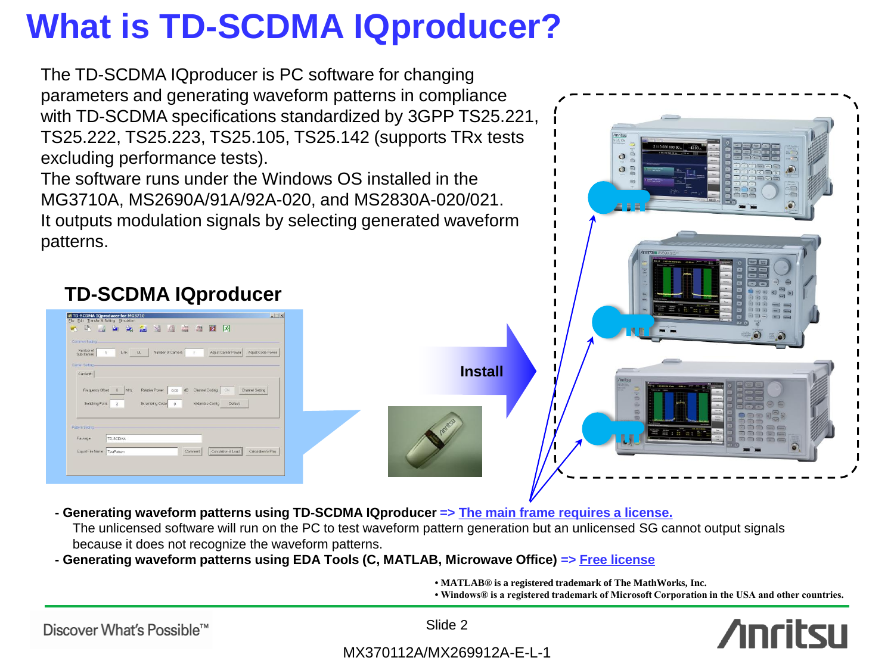# What is TD-SCDMA IQproducer?

The TD-SCDMA IQproducer is PC software for changing parameters and generating waveform patterns in compliance with TD-SCDMA specifications standardized by 3GPP TS25.221, TS25.222, TS25.223, TS25.105, TS25.142 (supports TRx tests excluding performance tests).
The software runs under the Windows OS installed in the MG3710A, MS2690A/91A/92A-020, and MS2830A-020/021.
It outputs modulation signals by selecting generated waveform patterns.

**TD-SCDMA IQproducer**

Install

- **Generating waveform patterns using TD-SCDMA IQproducer => The main frame requires a license.**
  The unlicensed software will run on the PC to test waveform pattern generation but an unlicensed SG cannot output signals because it does not recognize the waveform patterns.
- **Generating waveform patterns using EDA Tools (C, MATLAB, Microwave Office) => Free license**

**• MATLAB® is a registered trademark of The MathWorks, Inc.**
**• Windows® is a registered trademark of Microsoft Corporation in the USA and other countries.**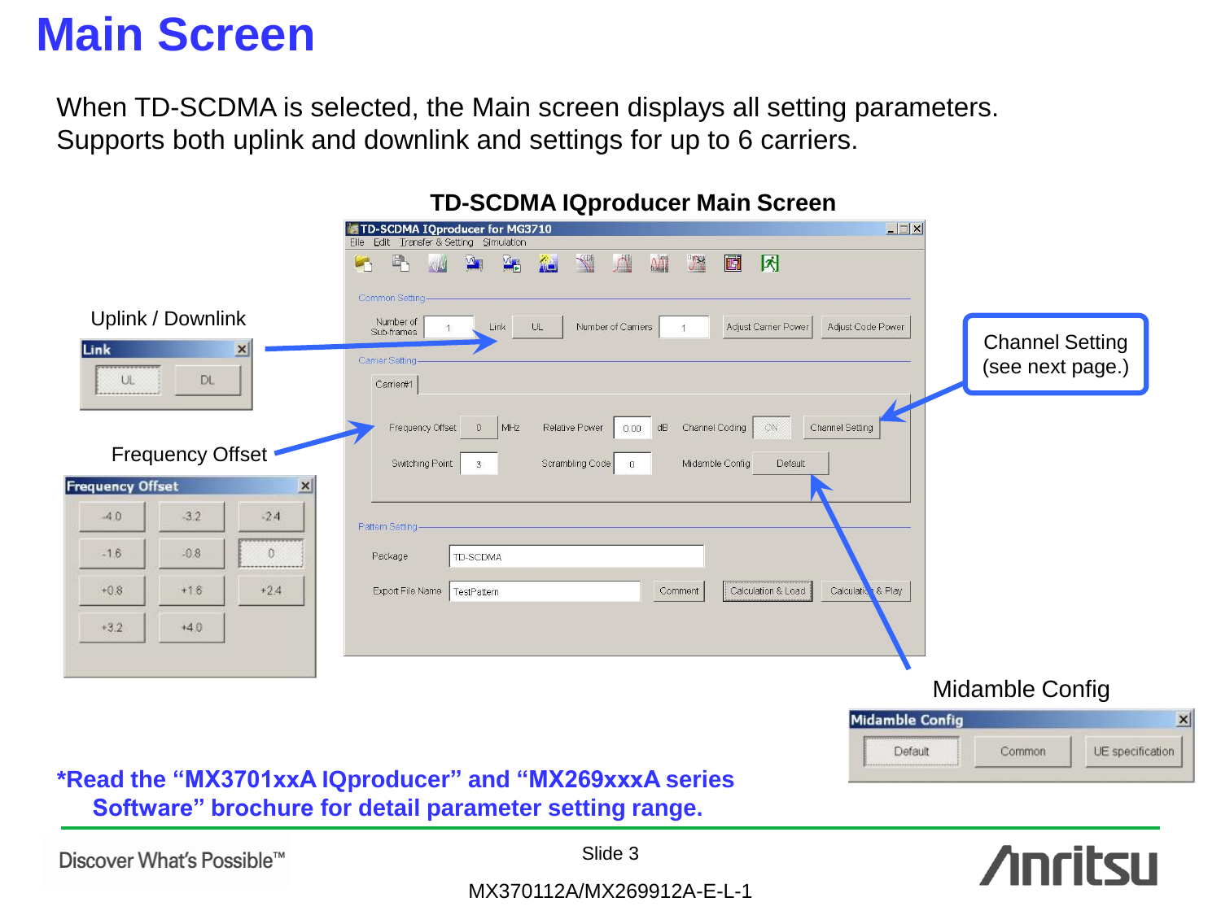# Main Screen

When TD-SCDMA is selected, the Main screen displays all setting parameters.
Supports both uplink and downlink and settings for up to 6 carriers.

**TD-SCDMA IQproducer Main Screen**

Uplink / Downlink

Frequency Offset

Channel Setting (see next page.)

Midamble Config

**\*Read the "MX3701xxA IQproducer" and "MX269xxxA series Software" brochure for detail parameter setting range.**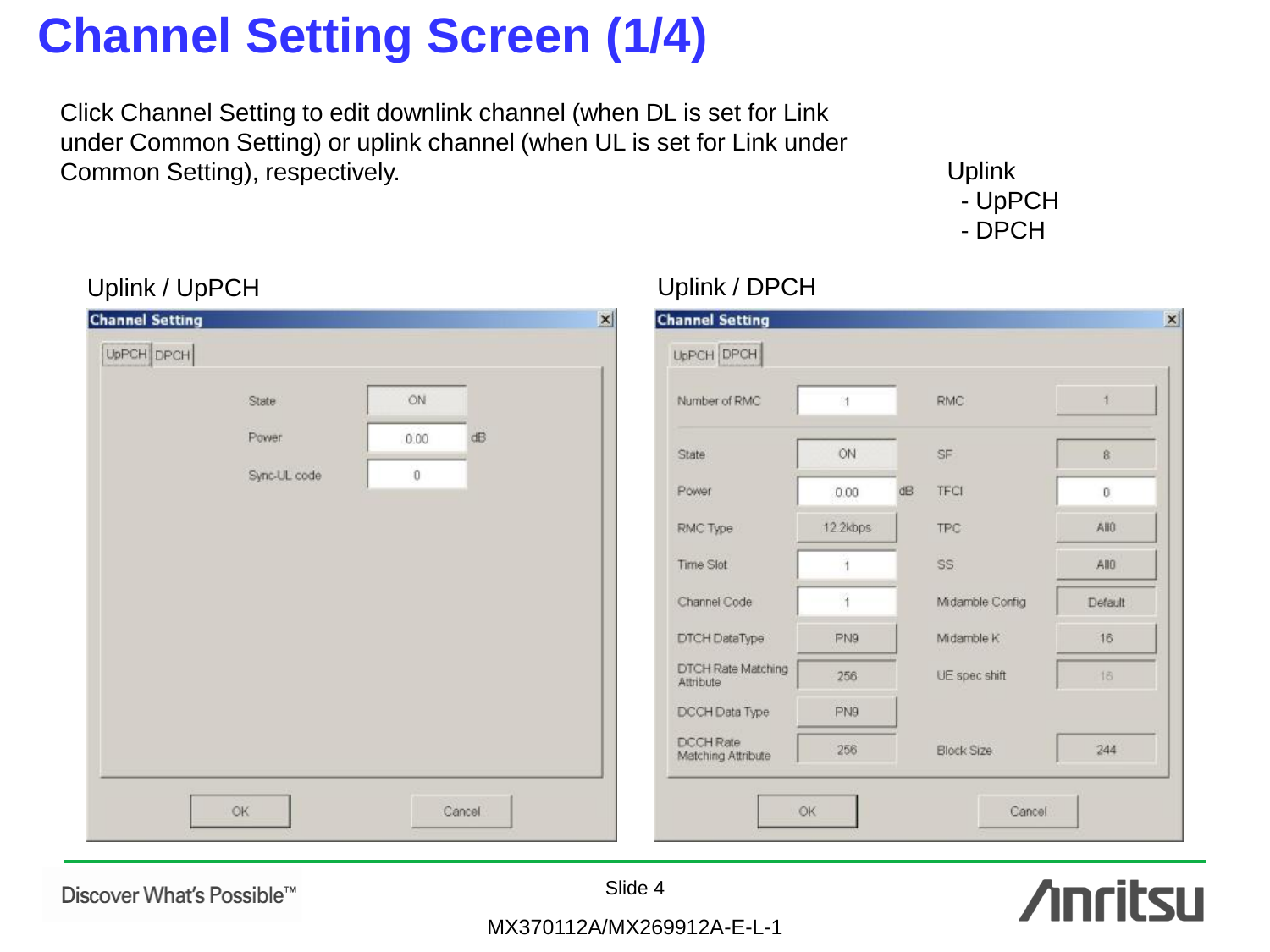# Channel Setting Screen (1/4)

Click Channel Setting to edit downlink channel (when DL is set for Link under Common Setting) or uplink channel (when UL is set for Link under Common Setting), respectively.

Uplink
- UpPCH
- DPCH

## Uplink / UpPCH

**Channel Setting**

Tabs: UpPCH | DPCH

| Parameter | Value |
|---|---|
| State | ON |
| Power | 0.00 dB |
| Sync-UL code | 0 |

OK | Cancel

## Uplink / DPCH

**Channel Setting**

Tabs: UpPCH | DPCH

| Parameter | Value | Parameter | Value |
|---|---|---|---|
| Number of RMC | 1 | RMC | 1 |
| State | ON | SF | 8 |
| Power | 0.00 dB | TFCI | 0 |
| RMC Type | 12.2kbps | TPC | All0 |
| Time Slot | 1 | SS | All0 |
| Channel Code | 1 | Midamble Config | Default |
| DTCH DataType | PN9 | Midamble K | 16 |
| DTCH Rate Matching Attribute | 256 | UE spec shift | 16 |
| DCCH Data Type | PN9 | | |
| DCCH Rate Matching Attribute | 256 | Block Size | 244 |

OK | Cancel

Discover What's Possible™

MX370112A/MX269912A-E-L-1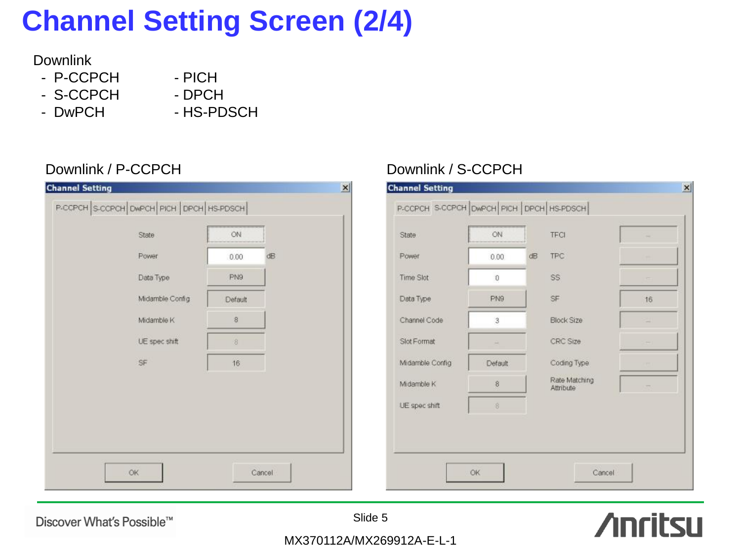# Channel Setting Screen (2/4)

Downlink

- P-CCPCH
- S-CCPCH
- DwPCH
- PICH
- DPCH
- HS-PDSCH

Downlink / P-CCPCH

**Channel Setting**

P-CCPCH | S-CCPCH | DwPCH | PICH | DPCH | HS-PDSCH

| | | |
|---|---|---|
| State | ON | |
| Power | 0.00 | dB |
| Data Type | PN9 | |
| Midamble Config | Default | |
| Midamble K | 8 | |
| UE spec shift | 8 | |
| SF | 16 | |

OK | Cancel

Downlink / S-CCPCH

**Channel Setting**

P-CCPCH | S-CCPCH | DwPCH | PICH | DPCH | HS-PDSCH

| | | | | |
|---|---|---|---|---|
| State | ON | | TFCI | -- |
| Power | 0.00 | dB | TPC | -- |
| Time Slot | 0 | | SS | -- |
| Data Type | PN9 | | SF | 16 |
| Channel Code | 3 | | Block Size | -- |
| Slot Format | -- | | CRC Size | -- |
| Midamble Config | Default | | Coding Type | -- |
| Midamble K | 8 | | Rate Matching Attribute | -- |
| UE spec shift | 8 | | | |

OK | Cancel

Discover What's Possible™

MX370112A/MX269912A-E-L-1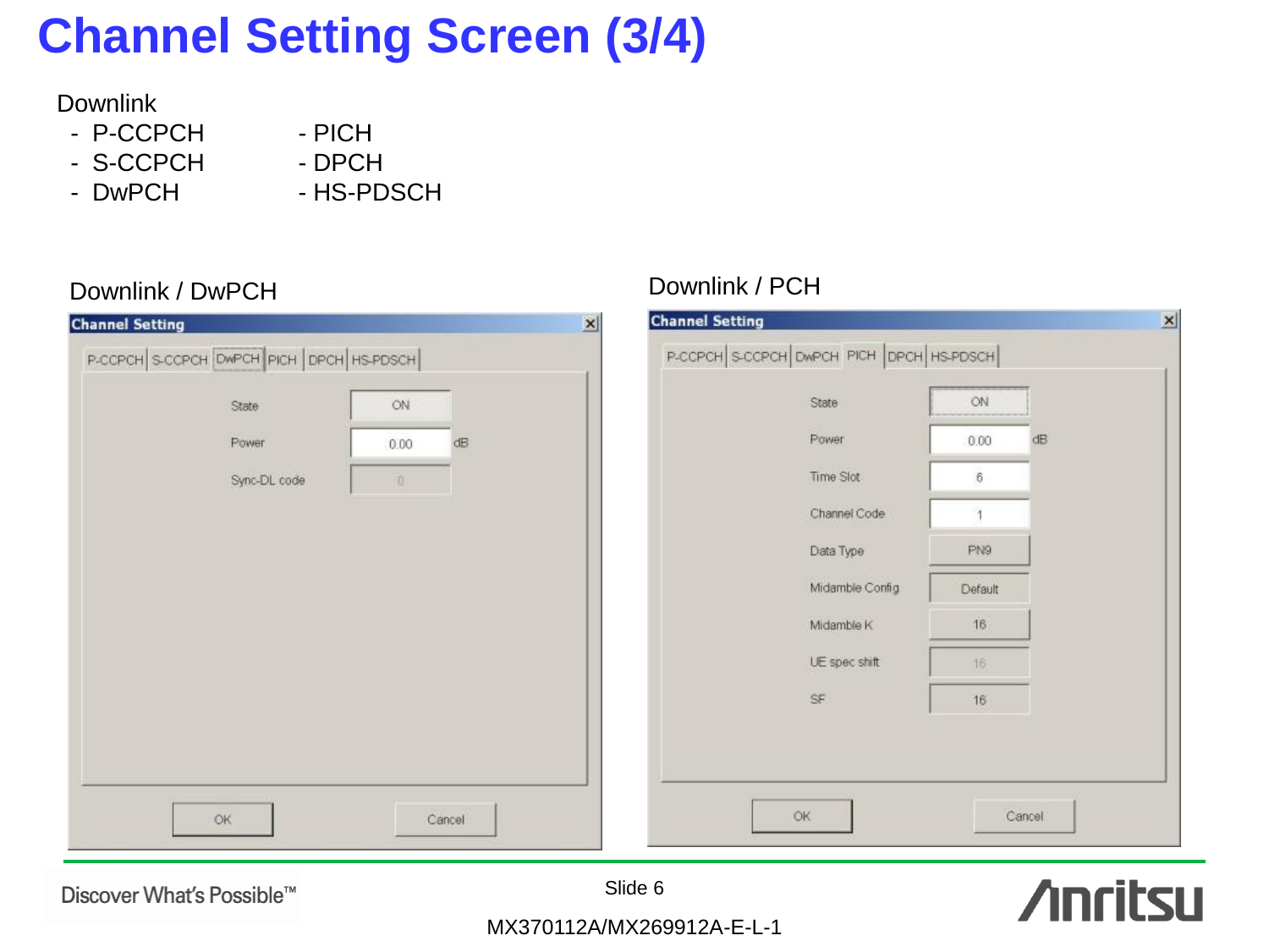# Channel Setting Screen (3/4)

Downlink

- P-CCPCH
- S-CCPCH
- DwPCH
- PICH
- DPCH
- HS-PDSCH

Downlink / DwPCH

**Channel Setting**

P-CCPCH | S-CCPCH | DwPCH | PICH | DPCH | HS-PDSCH

| Parameter | Value | Unit |
|---|---|---|
| State | ON | |
| Power | 0.00 | dB |
| Sync-DL code | 0 | |

OK    Cancel

Downlink / PCH

**Channel Setting**

P-CCPCH | S-CCPCH | DwPCH | PICH | DPCH | HS-PDSCH

| Parameter | Value | Unit |
|---|---|---|
| State | ON | |
| Power | 0.00 | dB |
| Time Slot | 6 | |
| Channel Code | 1 | |
| Data Type | PN9 | |
| Midamble Config | Default | |
| Midamble K | 16 | |
| UE spec shift | 16 | |
| SF | 16 | |

OK    Cancel

Discover What's Possible™

MX370112A/MX269912A-E-L-1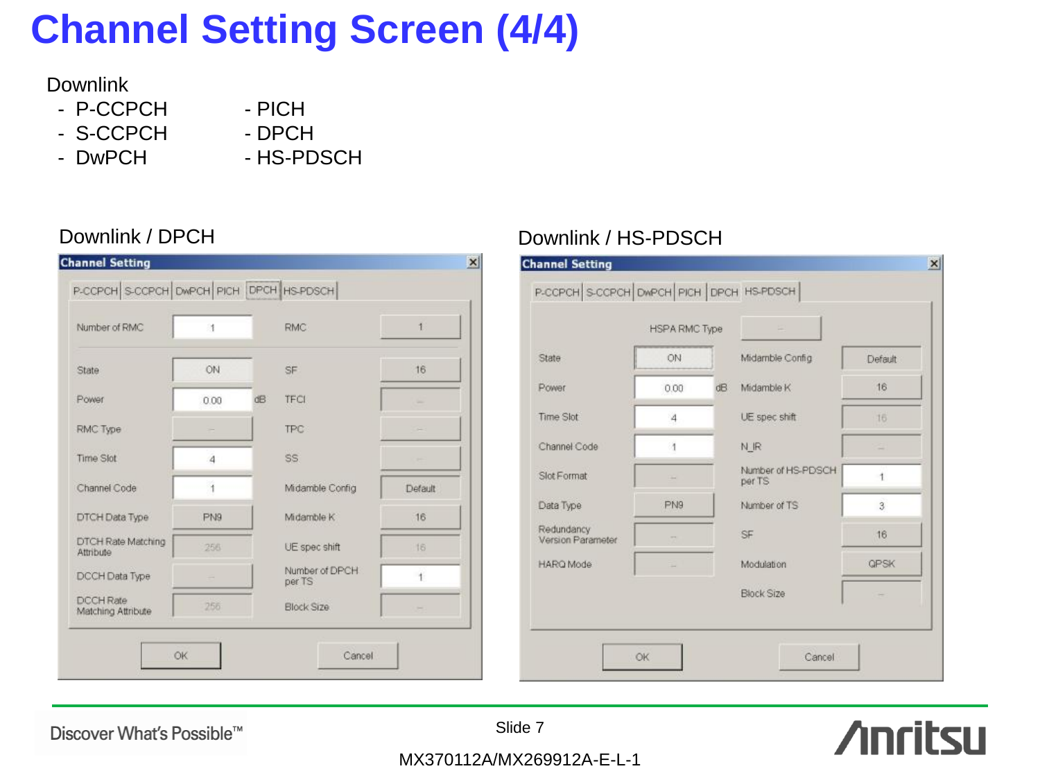# Channel Setting Screen (4/4)

Downlink

- P-CCPCH
- S-CCPCH
- DwPCH
- PICH
- DPCH
- HS-PDSCH

## Downlink / DPCH

**Channel Setting**

Tabs: P-CCPCH | S-CCPCH | DwPCH | PICH | DPCH | HS-PDSCH

| Parameter | Value | Parameter | Value |
|---|---|---|---|
| Number of RMC | 1 | RMC | 1 |
| State | ON | SF | 16 |
| Power | 0.00 dB | TFCI | -- |
| RMC Type | -- | TPC | -- |
| Time Slot | 4 | SS | -- |
| Channel Code | 1 | Midamble Config | Default |
| DTCH Data Type | PN9 | Midamble K | 16 |
| DTCH Rate Matching Attribute | 256 | UE spec shift | 16 |
| DCCH Data Type | -- | Number of DPCH per TS | 1 |
| DCCH Rate Matching Attribute | 256 | Block Size | -- |

OK | Cancel

## Downlink / HS-PDSCH

**Channel Setting**

Tabs: P-CCPCH | S-CCPCH | DwPCH | PICH | DPCH | HS-PDSCH

HSPA RMC Type: --

| Parameter | Value | Parameter | Value |
|---|---|---|---|
| State | ON | Midamble Config | Default |
| Power | 0.00 dB | Midamble K | 16 |
| Time Slot | 4 | UE spec shift | 16 |
| Channel Code | 1 | N_IR | -- |
| Slot Format | -- | Number of HS-PDSCH per TS | 1 |
| Data Type | PN9 | Number of TS | 3 |
| Redundancy Version Parameter | -- | SF | 16 |
| HARQ Mode | -- | Modulation | QPSK |
| | | Block Size | -- |

OK | Cancel

MX370112A/MX269912A-E-L-1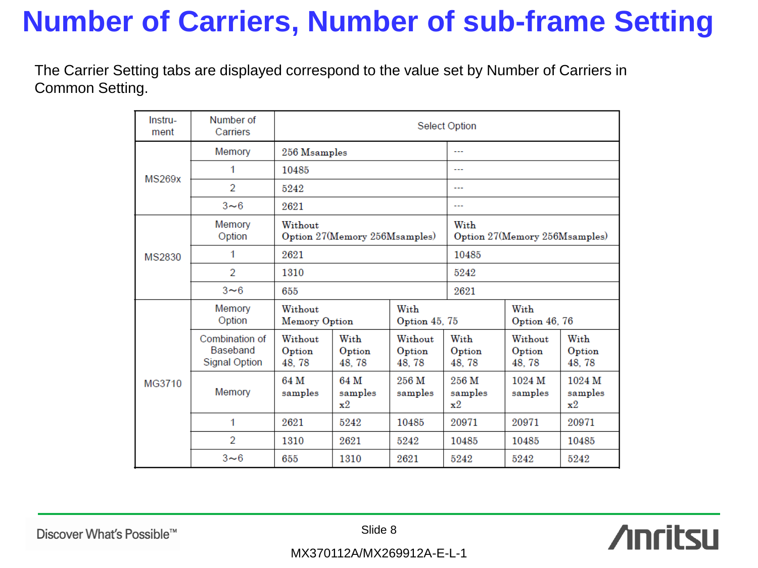# Number of Carriers, Number of sub-frame Setting

The Carrier Setting tabs are displayed correspond to the value set by Number of Carriers in Common Setting.

| Instru-ment | Number of Carriers | Select Option | | | | | |
|---|---|---|---|---|---|---|---|
| MS269x | Memory | 256 Msamples | | | --- | | |
| | 1 | 10485 | | | --- | | |
| | 2 | 5242 | | | --- | | |
| | 3∼6 | 2621 | | | --- | | |
| MS2830 | Memory Option | Without Option 27(Memory 256Msamples) | | | With Option 27(Memory 256Msamples) | | |
| | 1 | 2621 | | | 10485 | | |
| | 2 | 1310 | | | 5242 | | |
| | 3∼6 | 655 | | | 2621 | | |
| MG3710 | Memory Option | Without Memory Option | | With Option 45, 75 | | With Option 46, 76 | |
| | Combination of Baseband Signal Option | Without Option 48, 78 | With Option 48, 78 | Without Option 48, 78 | With Option 48, 78 | Without Option 48, 78 | With Option 48, 78 |
| | Memory | 64 M samples | 64 M samples x2 | 256 M samples | 256 M samples x2 | 1024 M samples | 1024 M samples x2 |
| | 1 | 2621 | 5242 | 10485 | 20971 | 20971 | 20971 |
| | 2 | 1310 | 2621 | 5242 | 10485 | 10485 | 10485 |
| | 3∼6 | 655 | 1310 | 2621 | 5242 | 5242 | 5242 |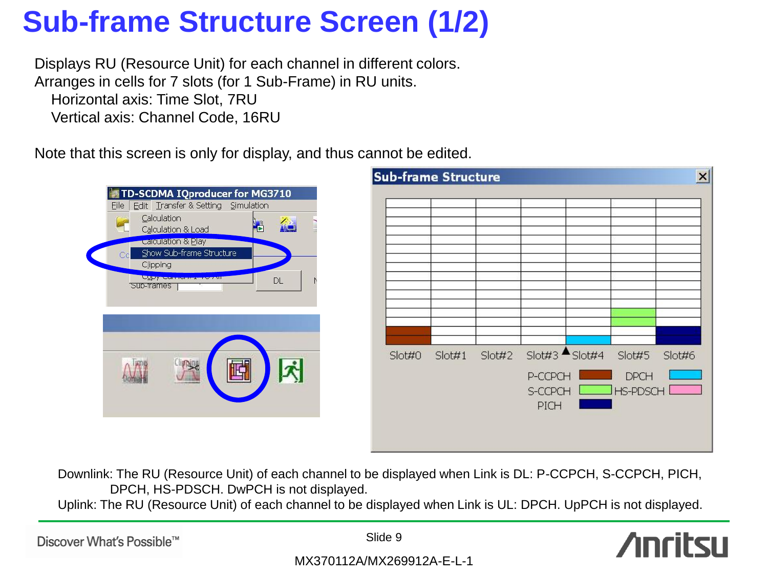# Sub-frame Structure Screen (1/2)

Displays RU (Resource Unit) for each channel in different colors.
Arranges in cells for 7 slots (for 1 Sub-Frame) in RU units.
  Horizontal axis: Time Slot, 7RU
  Vertical axis: Channel Code, 16RU

Note that this screen is only for display, and thus cannot be edited.

Downlink: The RU (Resource Unit) of each channel to be displayed when Link is DL: P-CCPCH, S-CCPCH, PICH, DPCH, HS-PDSCH. DwPCH is not displayed.

Uplink: The RU (Resource Unit) of each channel to be displayed when Link is UL: DPCH. UpPCH is not displayed.

MX370112A/MX269912A-E-L-1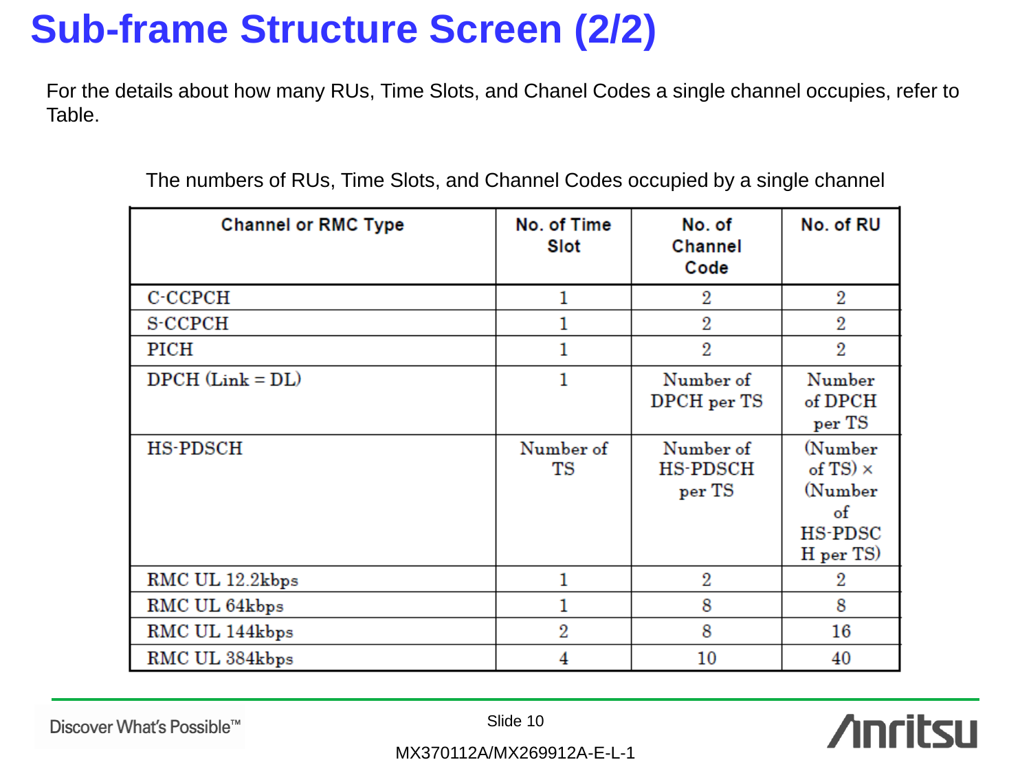# Sub-frame Structure Screen (2/2)

For the details about how many RUs, Time Slots, and Chanel Codes a single channel occupies, refer to Table.

The numbers of RUs, Time Slots, and Channel Codes occupied by a single channel

| Channel or RMC Type | No. of Time Slot | No. of Channel Code | No. of RU |
|---|---|---|---|
| C-CCPCH | 1 | 2 | 2 |
| S-CCPCH | 1 | 2 | 2 |
| PICH | 1 | 2 | 2 |
| DPCH (Link = DL) | 1 | Number of DPCH per TS | Number of DPCH per TS |
| HS-PDSCH | Number of TS | Number of HS-PDSCH per TS | (Number of TS) × (Number of HS-PDSCH per TS) |
| RMC UL 12.2kbps | 1 | 2 | 2 |
| RMC UL 64kbps | 1 | 8 | 8 |
| RMC UL 144kbps | 2 | 8 | 16 |
| RMC UL 384kbps | 4 | 10 | 40 |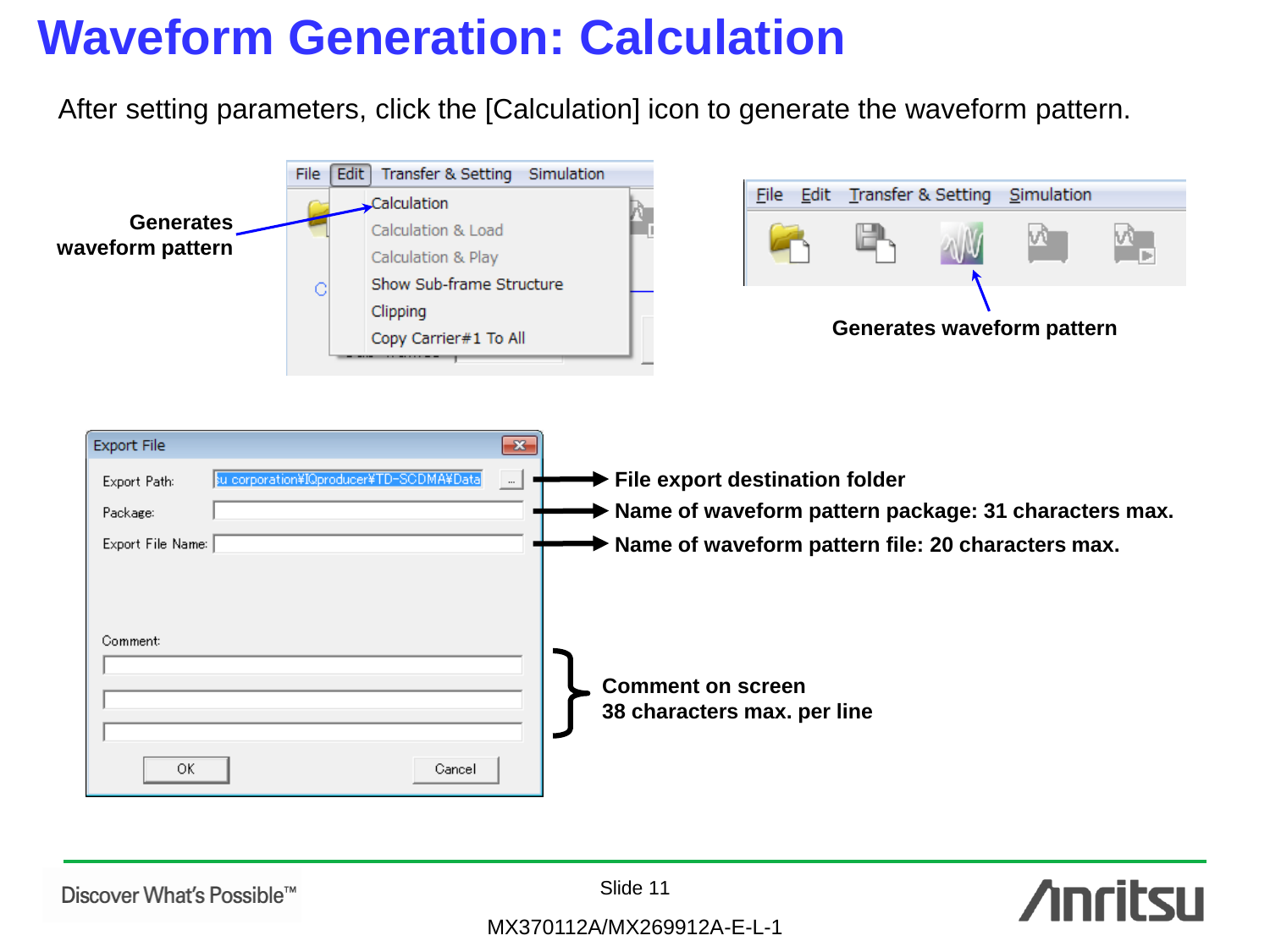# Waveform Generation: Calculation

After setting parameters, click the [Calculation] icon to generate the waveform pattern.

Generates waveform pattern

Generates waveform pattern

File export destination folder

Name of waveform pattern package: 31 characters max.

Name of waveform pattern file: 20 characters max.

Comment on screen
38 characters max. per line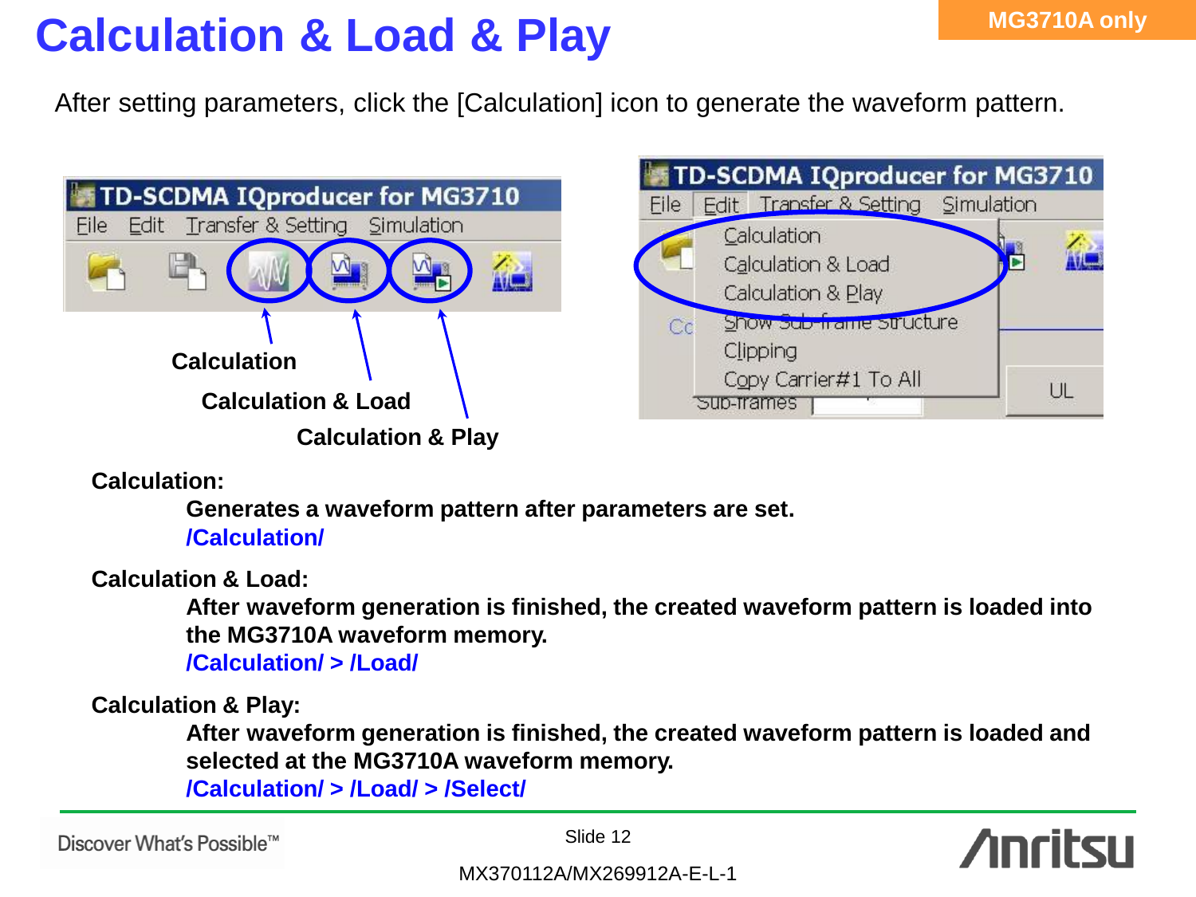# Calculation & Load & Play

MG3710A only

After setting parameters, click the [Calculation] icon to generate the waveform pattern.

TD-SCDMA IQproducer for MG3710

File Edit Transfer & Setting Simulation

Calculation

Calculation & Load

Calculation & Play

TD-SCDMA IQproducer for MG3710

File Edit Transfer & Setting Simulation

Calculation
Calculation & Load
Calculation & Play
Show Sub-frame Structure
Clipping
Copy Carrier#1 To All

**Calculation:**

**Generates a waveform pattern after parameters are set.**

**/Calculation/**

**Calculation & Load:**

**After waveform generation is finished, the created waveform pattern is loaded into the MG3710A waveform memory.**

**/Calculation/ > /Load/**

**Calculation & Play:**

**After waveform generation is finished, the created waveform pattern is loaded and selected at the MG3710A waveform memory.**

**/Calculation/ > /Load/ > /Select/**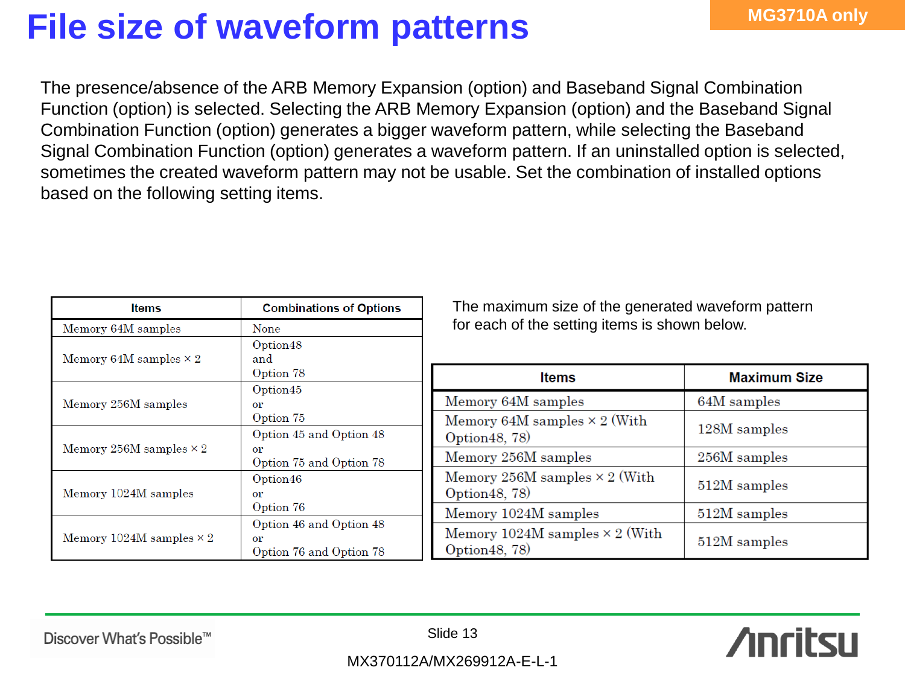# File size of waveform patterns

MG3710A only

The presence/absence of the ARB Memory Expansion (option) and Baseband Signal Combination Function (option) is selected. Selecting the ARB Memory Expansion (option) and the Baseband Signal Combination Function (option) generates a bigger waveform pattern, while selecting the Baseband Signal Combination Function (option) generates a waveform pattern. If an uninstalled option is selected, sometimes the created waveform pattern may not be usable. Set the combination of installed options based on the following setting items.

| Items | Combinations of Options |
| --- | --- |
| Memory 64M samples | None |
| Memory 64M samples × 2 | Option48 and Option 78 |
| Memory 256M samples | Option45 or Option 75 |
| Memory 256M samples × 2 | Option 45 and Option 48 or Option 75 and Option 78 |
| Memory 1024M samples | Option46 or Option 76 |
| Memory 1024M samples × 2 | Option 46 and Option 48 or Option 76 and Option 78 |

The maximum size of the generated waveform pattern for each of the setting items is shown below.

| Items | Maximum Size |
| --- | --- |
| Memory 64M samples | 64M samples |
| Memory 64M samples × 2 (With Option48, 78) | 128M samples |
| Memory 256M samples | 256M samples |
| Memory 256M samples × 2 (With Option48, 78) | 512M samples |
| Memory 1024M samples | 512M samples |
| Memory 1024M samples × 2 (With Option48, 78) | 512M samples |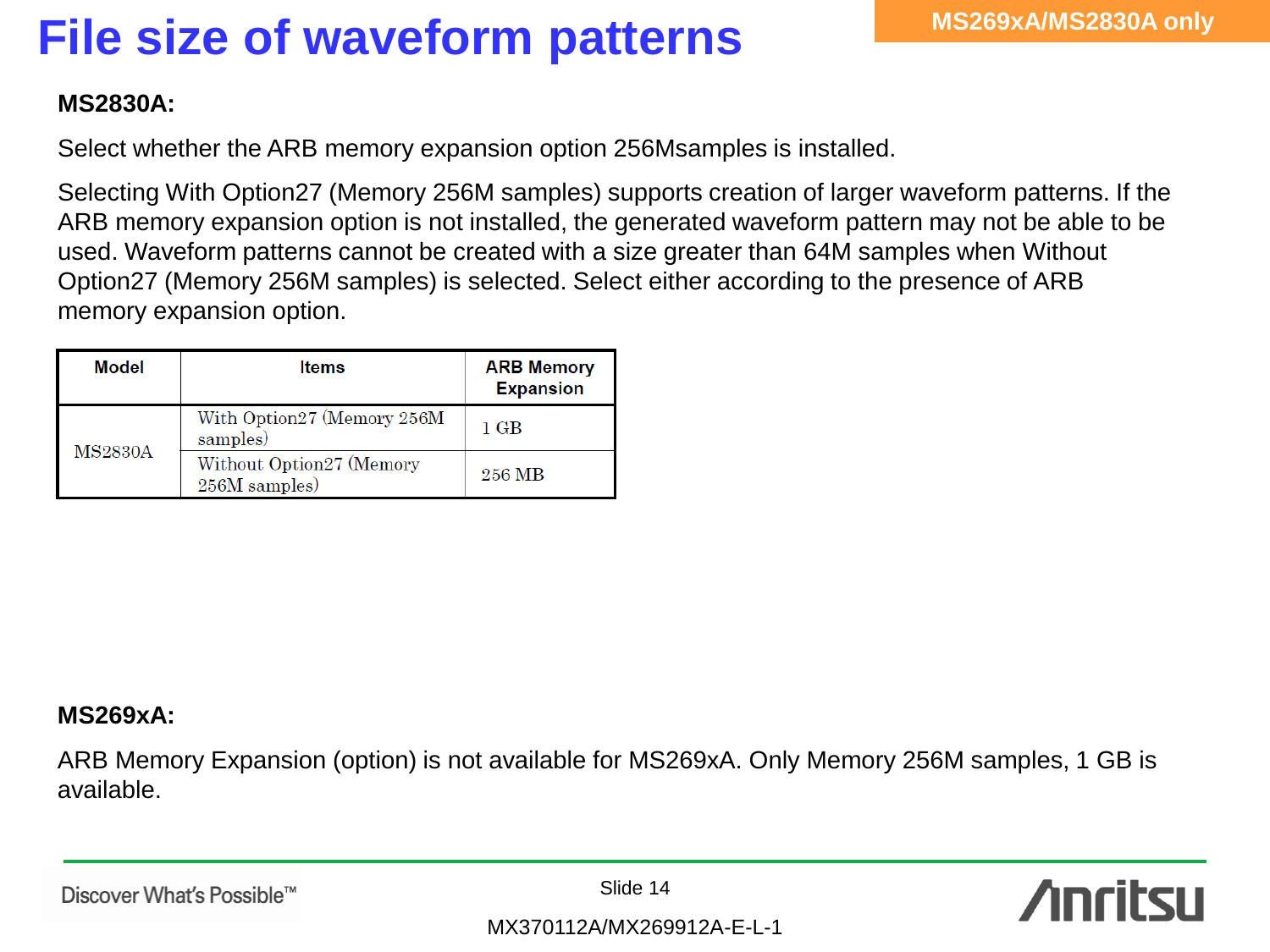# File size of waveform patterns

MS269xA/MS2830A only

**MS2830A:**

Select whether the ARB memory expansion option 256Msamples is installed.

Selecting With Option27 (Memory 256M samples) supports creation of larger waveform patterns. If the ARB memory expansion option is not installed, the generated waveform pattern may not be able to be used. Waveform patterns cannot be created with a size greater than 64M samples when Without Option27 (Memory 256M samples) is selected. Select either according to the presence of ARB memory expansion option.

| Model | Items | ARB Memory Expansion |
|---|---|---|
| MS2830A | With Option27 (Memory 256M samples) | 1 GB |
| | Without Option27 (Memory 256M samples) | 256 MB |

**MS269xA:**

ARB Memory Expansion (option) is not available for MS269xA. Only Memory 256M samples, 1 GB is available.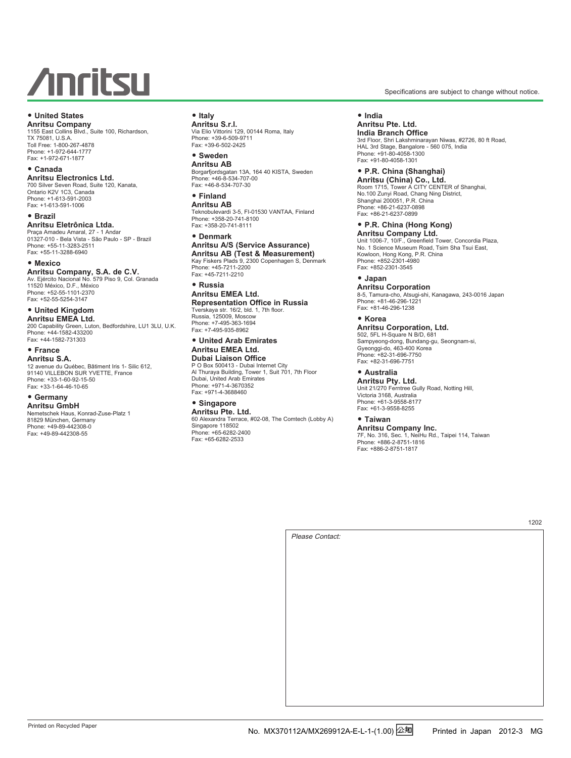# Anritsu

Specifications are subject to change without notice.

### • United States

**Anritsu Company**
1155 East Collins Blvd., Suite 100, Richardson, TX 75081, U.S.A.
Toll Free: 1-800-267-4878
Phone: +1-972-644-1777
Fax: +1-972-671-1877

### • Canada

**Anritsu Electronics Ltd.**
700 Silver Seven Road, Suite 120, Kanata, Ontario K2V 1C3, Canada
Phone: +1-613-591-2003
Fax: +1-613-591-1006

### • Brazil

**Anritsu Eletrônica Ltda.**
Praça Amadeu Amaral, 27 - 1 Andar
01327-010 - Bela Vista - São Paulo - SP - Brazil
Phone: +55-11-3283-2511
Fax: +55-11-3288-6940

### • Mexico

**Anritsu Company, S.A. de C.V.**
Av. Ejército Nacional No. 579 Piso 9, Col. Granada
11520 México, D.F., México
Phone: +52-55-1101-2370
Fax: +52-55-5254-3147

### • United Kingdom

**Anritsu EMEA Ltd.**
200 Capability Green, Luton, Bedfordshire, LU1 3LU, U.K.
Phone: +44-1582-433200
Fax: +44-1582-731303

### • France

**Anritsu S.A.**
12 avenue du Québec, Bâtiment Iris 1- Silic 612, 91140 VILLEBON SUR YVETTE, France
Phone: +33-1-60-92-15-50
Fax: +33-1-64-46-10-65

### • Germany

**Anritsu GmbH**
Nemetschek Haus, Konrad-Zuse-Platz 1
81829 München, Germany
Phone: +49-89-442308-0
Fax: +49-89-442308-55

### • Italy

**Anritsu S.r.l.**
Via Elio Vittorini 129, 00144 Roma, Italy
Phone: +39-6-509-9711
Fax: +39-6-502-2425

### • Sweden

**Anritsu AB**
Borgarfjordsgatan 13A, 164 40 KISTA, Sweden
Phone: +46-8-534-707-00
Fax: +46-8-534-707-30

### • Finland

**Anritsu AB**
Teknobulevardi 3-5, FI-01530 VANTAA, Finland
Phone: +358-20-741-8100
Fax: +358-20-741-8111

### • Denmark

**Anritsu A/S (Service Assurance)**
**Anritsu AB (Test & Measurement)**
Kay Fiskers Plads 9, 2300 Copenhagen S, Denmark
Phone: +45-7211-2200
Fax: +45-7211-2210

### • Russia

**Anritsu EMEA Ltd.**
**Representation Office in Russia**
Tverskaya str. 16/2, bld. 1, 7th floor.
Russia, 125009, Moscow
Phone: +7-495-363-1694
Fax: +7-495-935-8962

### • United Arab Emirates

**Anritsu EMEA Ltd.**
**Dubai Liaison Office**
P O Box 500413 - Dubai Internet City
Al Thuraya Building, Tower 1, Suit 701, 7th Floor
Dubai, United Arab Emirates
Phone: +971-4-3670352
Fax: +971-4-3688460

### • Singapore

**Anritsu Pte. Ltd.**
60 Alexandra Terrace, #02-08, The Comtech (Lobby A)
Singapore 118502
Phone: +65-6282-2400
Fax: +65-6282-2533

### • India

**Anritsu Pte. Ltd.**
**India Branch Office**
3rd Floor, Shri Lakshminarayan Niwas, #2726, 80 ft Road, HAL 3rd Stage, Bangalore - 560 075, India
Phone: +91-80-4058-1300
Fax: +91-80-4058-1301

### • P.R. China (Shanghai)

**Anritsu (China) Co., Ltd.**
Room 1715, Tower A CITY CENTER of Shanghai, No.100 Zunyi Road, Chang Ning District, Shanghai 200051, P.R. China
Phone: +86-21-6237-0898
Fax: +86-21-6237-0899

### • P.R. China (Hong Kong)

**Anritsu Company Ltd.**
Unit 1006-7, 10/F., Greenfield Tower, Concordia Plaza, No. 1 Science Museum Road, Tsim Sha Tsui East, Kowloon, Hong Kong, P.R. China
Phone: +852-2301-4980
Fax: +852-2301-3545

### • Japan

**Anritsu Corporation**
8-5, Tamura-cho, Atsugi-shi, Kanagawa, 243-0016 Japan
Phone: +81-46-296-1221
Fax: +81-46-296-1238

### • Korea

**Anritsu Corporation, Ltd.**
502, 5FL H-Square N B/D, 681
Sampyeong-dong, Bundang-gu, Seongnam-si, Gyeonggi-do, 463-400 Korea
Phone: +82-31-696-7750
Fax: +82-31-696-7751

### • Australia

**Anritsu Pty. Ltd.**
Unit 21/270 Ferntree Gully Road, Notting Hill, Victoria 3168, Australia
Phone: +61-3-9558-8177
Fax: +61-3-9558-8255

### • Taiwan

**Anritsu Company Inc.**
7F, No. 316, Sec. 1, NeiHu Rd., Taipei 114, Taiwan
Phone: +886-2-8751-1816
Fax: +886-2-8751-1817

1202

*Please Contact:*

Printed on Recycled Paper

No. MX370112A/MX269912A-E-L-1-(1.00) 公知 Printed in Japan 2012-3 MG